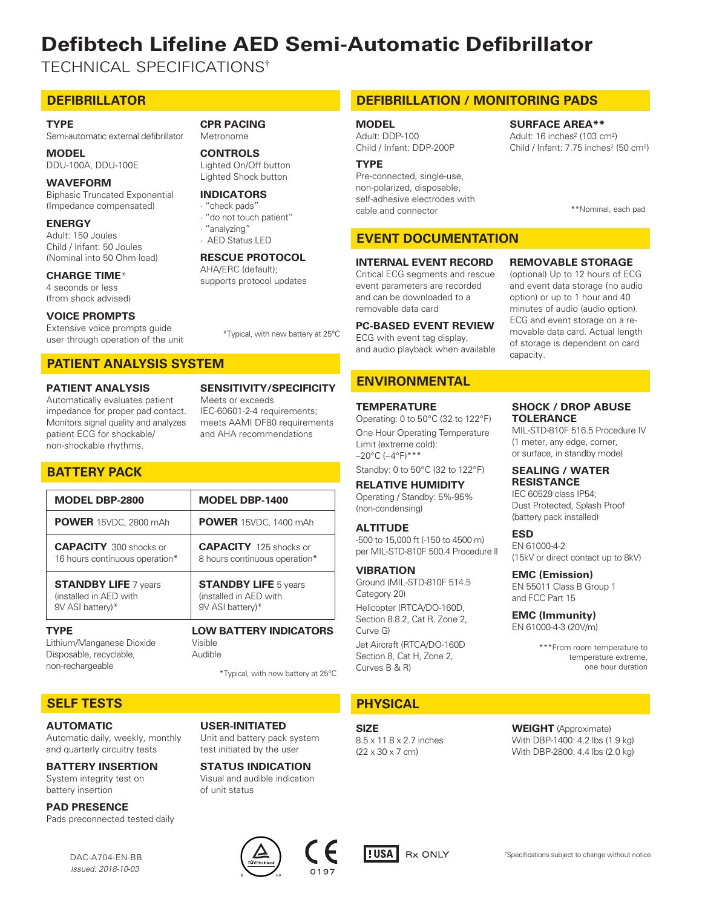# Defibtech Lifeline AED Semi-Automatic Defibrillator

TECHNICAL SPECIFICATIONS†

## DEFIBRILLATOR

**TYPE**
Semi-automatic external defibrillator

**MODEL**
DDU-100A, DDU-100E

**WAVEFORM**
Biphasic Truncated Exponential (Impedance compensated)

**ENERGY**
Adult: 150 Joules
Child / Infant: 50 Joules
(Nominal into 50 Ohm load)

**CHARGE TIME***
4 seconds or less
(from shock advised)

**VOICE PROMPTS**
Extensive voice prompts guide user through operation of the unit

**CPR PACING**
Metronome

**CONTROLS**
Lighted On/Off button
Lighted Shock button

**INDICATORS**
- "check pads"
- "do not touch patient"
- "analyzing"
- AED Status LED

**RESCUE PROTOCOL**
AHA/ERC (default); supports protocol updates

*Typical, with new battery at 25°C

## PATIENT ANALYSIS SYSTEM

**PATIENT ANALYSIS**
Automatically evaluates patient impedance for proper pad contact. Monitors signal quality and analyzes patient ECG for shockable/ non-shockable rhythms.

**SENSITIVITY/SPECIFICITY**
Meets or exceeds IEC-60601-2-4 requirements; meets AAMI DF80 requirements and AHA recommendations

## BATTERY PACK

| MODEL DBP-2800 | MODEL DBP-1400 |
|---|---|
| **POWER** 15VDC, 2800 mAh | **POWER** 15VDC, 1400 mAh |
| **CAPACITY** 300 shocks or 16 hours continuous operation* | **CAPACITY** 125 shocks or 8 hours continuous operation* |
| **STANDBY LIFE** 7 years (installed in AED with 9V ASI battery)* | **STANDBY LIFE** 5 years (installed in AED with 9V ASI battery)* |

**TYPE**
Lithium/Manganese Dioxide
Disposable, recyclable, non-rechargeable

**LOW BATTERY INDICATORS**
Visible
Audible

*Typical, with new battery at 25°C

## SELF TESTS

**AUTOMATIC**
Automatic daily, weekly, monthly and quarterly circuitry tests

**BATTERY INSERTION**
System integrity test on battery insertion

**PAD PRESENCE**
Pads preconnected tested daily

**USER-INITIATED**
Unit and battery pack system test initiated by the user

**STATUS INDICATION**
Visual and audible indication of unit status

## DEFIBRILLATION / MONITORING PADS

**MODEL**
Adult: DDP-100
Child / Infant: DDP-200P

**TYPE**
Pre-connected, single-use, non-polarized, disposable, self-adhesive electrodes with cable and connector

**SURFACE AREA****
Adult: 16 inches² (103 cm²)
Child / Infant: 7.75 inches² (50 cm²)

**Nominal, each pad

## EVENT DOCUMENTATION

**INTERNAL EVENT RECORD**
Critical ECG segments and rescue event parameters are recorded and can be downloaded to a removable data card

**PC-BASED EVENT REVIEW**
ECG with event tag display, and audio playback when available

**REMOVABLE STORAGE**
(optional) Up to 12 hours of ECG and event data storage (no audio option) or up to 1 hour and 40 minutes of audio (audio option). ECG and event storage on a removable data card. Actual length of storage is dependent on card capacity.

## ENVIRONMENTAL

**TEMPERATURE**
Operating: 0 to 50°C (32 to 122°F)
One Hour Operating Temperature Limit (extreme cold): –20°C (–4°F)***
Standby: 0 to 50°C (32 to 122°F)

**RELATIVE HUMIDITY**
Operating / Standby: 5%-95% (non-condensing)

**ALTITUDE**
-500 to 15,000 ft (-150 to 4500 m) per MIL-STD-810F 500.4 Procedure II

**VIBRATION**
Ground (MIL-STD-810F 514.5 Category 20)
Helicopter (RTCA/DO-160D, Section 8.8.2, Cat R. Zone 2, Curve G)
Jet Aircraft (RTCA/DO-160D Section 8, Cat H, Zone 2, Curves B & R)

**SHOCK / DROP ABUSE TOLERANCE**
MIL-STD-810F 516.5 Procedure IV (1 meter, any edge, corner, or surface, in standby mode)

**SEALING / WATER RESISTANCE**
IEC 60529 class IP54;
Dust Protected, Splash Proof (battery pack installed)

**ESD**
EN 61000-4-2
(15kV or direct contact up to 8kV)

**EMC (Emission)**
EN 55011 Class B Group 1 and FCC Part 15

**EMC (Immunity)**
EN 61000-4-3 (20V/m)

***From room temperature to temperature extreme, one hour duration

## PHYSICAL

**SIZE**
8.5 x 11.8 x 2.7 inches
(22 x 30 x 7 cm)

**WEIGHT** (Approximate)
With DBP-1400: 4.2 lbs (1.9 kg)
With DBP-2800: 4.4 lbs (2.0 kg)

DAC-A704-EN-BB
*Issued: 2018-10-03*

0197

USA Rx ONLY

†Specifications subject to change without notice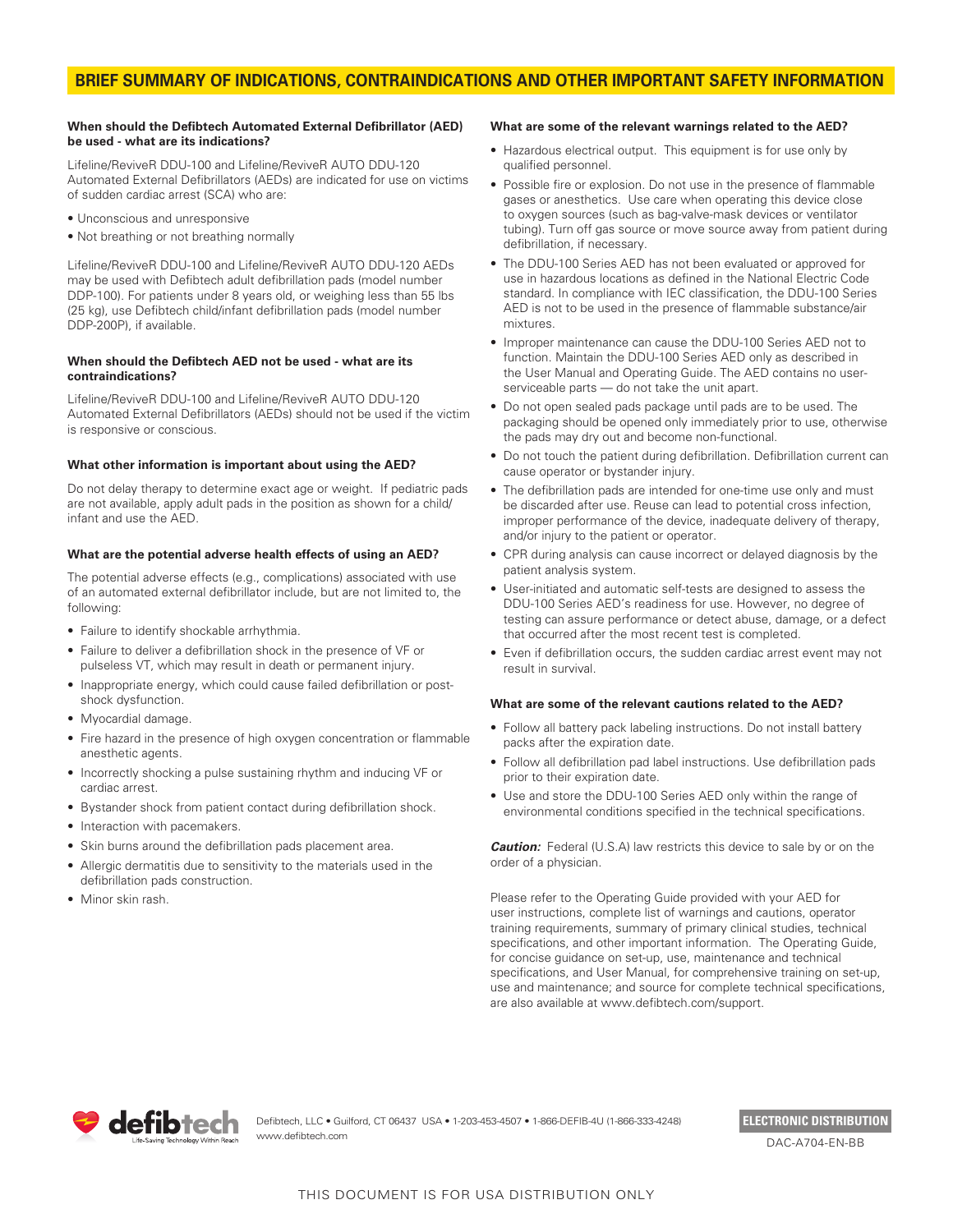# BRIEF SUMMARY OF INDICATIONS, CONTRAINDICATIONS AND OTHER IMPORTANT SAFETY INFORMATION

**When should the Defibtech Automated External Defibrillator (AED) be used - what are its indications?**

Lifeline/ReviveR DDU-100 and Lifeline/ReviveR AUTO DDU-120 Automated External Defibrillators (AEDs) are indicated for use on victims of sudden cardiac arrest (SCA) who are:

- Unconscious and unresponsive
- Not breathing or not breathing normally

Lifeline/ReviveR DDU-100 and Lifeline/ReviveR AUTO DDU-120 AEDs may be used with Defibtech adult defibrillation pads (model number DDP-100). For patients under 8 years old, or weighing less than 55 lbs (25 kg), use Defibtech child/infant defibrillation pads (model number DDP-200P), if available.

**When should the Defibtech AED not be used - what are its contraindications?**

Lifeline/ReviveR DDU-100 and Lifeline/ReviveR AUTO DDU-120 Automated External Defibrillators (AEDs) should not be used if the victim is responsive or conscious.

**What other information is important about using the AED?**

Do not delay therapy to determine exact age or weight. If pediatric pads are not available, apply adult pads in the position as shown for a child/ infant and use the AED.

**What are the potential adverse health effects of using an AED?**

The potential adverse effects (e.g., complications) associated with use of an automated external defibrillator include, but are not limited to, the following:

- Failure to identify shockable arrhythmia.
- Failure to deliver a defibrillation shock in the presence of VF or pulseless VT, which may result in death or permanent injury.
- Inappropriate energy, which could cause failed defibrillation or post-shock dysfunction.
- Myocardial damage.
- Fire hazard in the presence of high oxygen concentration or flammable anesthetic agents.
- Incorrectly shocking a pulse sustaining rhythm and inducing VF or cardiac arrest.
- Bystander shock from patient contact during defibrillation shock.
- Interaction with pacemakers.
- Skin burns around the defibrillation pads placement area.
- Allergic dermatitis due to sensitivity to the materials used in the defibrillation pads construction.
- Minor skin rash.

**What are some of the relevant warnings related to the AED?**

- Hazardous electrical output. This equipment is for use only by qualified personnel.
- Possible fire or explosion. Do not use in the presence of flammable gases or anesthetics. Use care when operating this device close to oxygen sources (such as bag-valve-mask devices or ventilator tubing). Turn off gas source or move source away from patient during defibrillation, if necessary.
- The DDU-100 Series AED has not been evaluated or approved for use in hazardous locations as defined in the National Electric Code standard. In compliance with IEC classification, the DDU-100 Series AED is not to be used in the presence of flammable substance/air mixtures.
- Improper maintenance can cause the DDU-100 Series AED not to function. Maintain the DDU-100 Series AED only as described in the User Manual and Operating Guide. The AED contains no user-serviceable parts — do not take the unit apart.
- Do not open sealed pads package until pads are to be used. The packaging should be opened only immediately prior to use, otherwise the pads may dry out and become non-functional.
- Do not touch the patient during defibrillation. Defibrillation current can cause operator or bystander injury.
- The defibrillation pads are intended for one-time use only and must be discarded after use. Reuse can lead to potential cross infection, improper performance of the device, inadequate delivery of therapy, and/or injury to the patient or operator.
- CPR during analysis can cause incorrect or delayed diagnosis by the patient analysis system.
- User-initiated and automatic self-tests are designed to assess the DDU-100 Series AED's readiness for use. However, no degree of testing can assure performance or detect abuse, damage, or a defect that occurred after the most recent test is completed.
- Even if defibrillation occurs, the sudden cardiac arrest event may not result in survival.

**What are some of the relevant cautions related to the AED?**

- Follow all battery pack labeling instructions. Do not install battery packs after the expiration date.
- Follow all defibrillation pad label instructions. Use defibrillation pads prior to their expiration date.
- Use and store the DDU-100 Series AED only within the range of environmental conditions specified in the technical specifications.

***Caution:*** Federal (U.S.A) law restricts this device to sale by or on the order of a physician.

Please refer to the Operating Guide provided with your AED for user instructions, complete list of warnings and cautions, operator training requirements, summary of primary clinical studies, technical specifications, and other important information. The Operating Guide, for concise guidance on set-up, use, maintenance and technical specifications, and User Manual, for comprehensive training on set-up, use and maintenance; and source for complete technical specifications, are also available at www.defibtech.com/support.

defibtech — Life-Saving Technology Within Reach

Defibtech, LLC • Guilford, CT 06437 USA • 1-203-453-4507 • 1-866-DEFIB-4U (1-866-333-4248)
www.defibtech.com

ELECTRONIC DISTRIBUTION
DAC-A704-EN-BB

THIS DOCUMENT IS FOR USA DISTRIBUTION ONLY